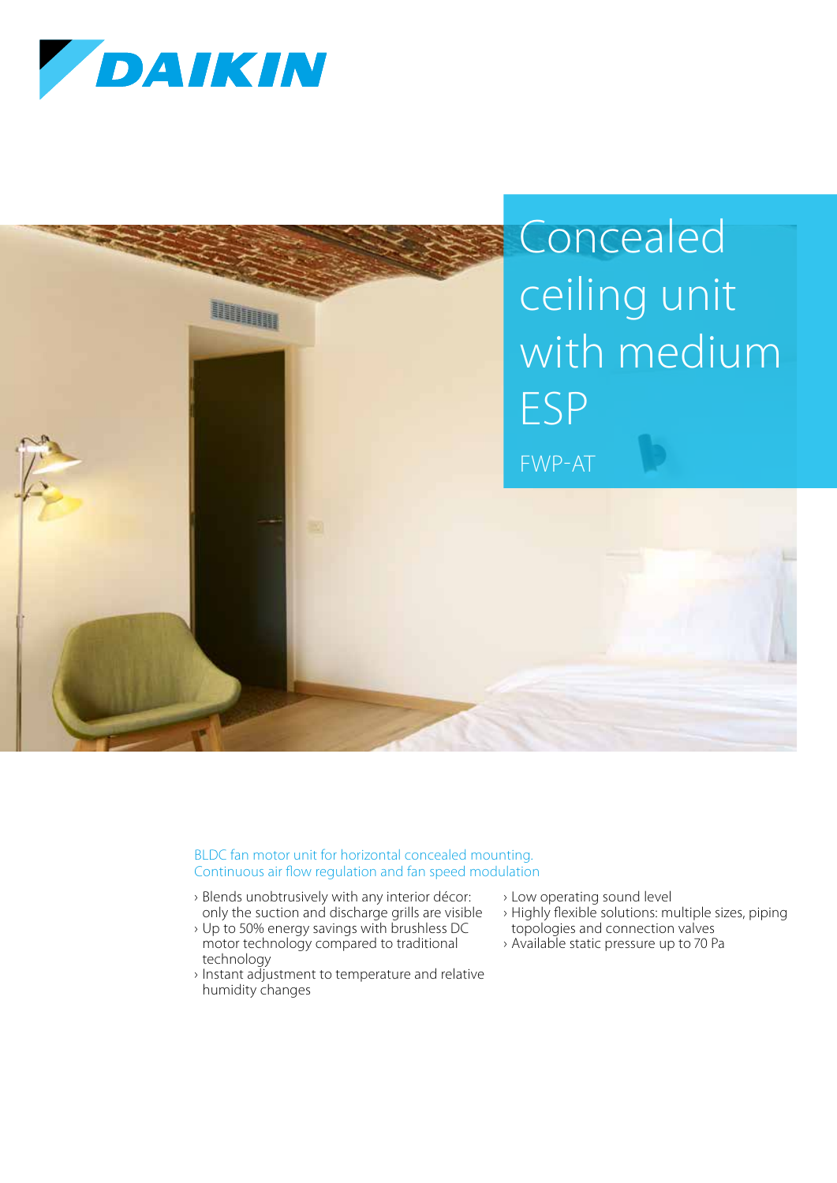DAIKIN

# Concealed ceiling unit with medium ESP

FWP-AT

BLDC fan motor unit for horizontal concealed mounting.
Continuous air flow regulation and fan speed modulation

- Blends unobtrusively with any interior décor: only the suction and discharge grills are visible
- Up to 50% energy savings with brushless DC motor technology compared to traditional technology
- Instant adjustment to temperature and relative humidity changes
- Low operating sound level
- Highly flexible solutions: multiple sizes, piping topologies and connection valves
- Available static pressure up to 70 Pa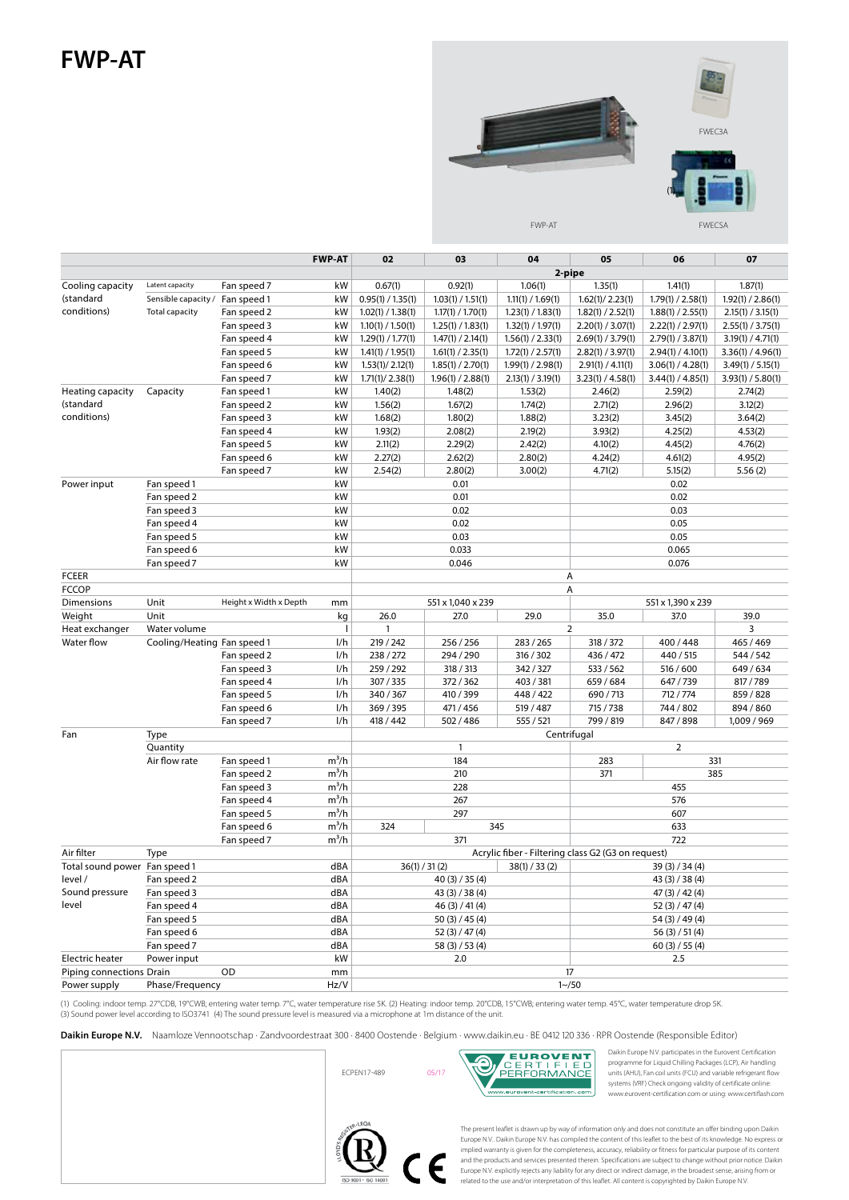# FWP-AT

FWEC3A

FWP-AT

FWECSA

| | | | FWP-AT | 02 | 03 | 04 | 05 | 06 | 07 |
|---|---|---|---|---|---|---|---|---|---|
| | | | | 2-pipe | | | | | |
| Cooling capacity (standard conditions) | Latent capacity | Fan speed 7 | kW | 0.67(1) | 0.92(1) | 1.06(1) | 1.35(1) | 1.41(1) | 1.87(1) |
| | Sensible capacity / Total capacity | Fan speed 1 | kW | 0.95(1) / 1.35(1) | 1.03(1) / 1.51(1) | 1.11(1) / 1.69(1) | 1.62(1)/ 2.23(1) | 1.79(1) / 2.58(1) | 1.92(1) / 2.86(1) |
| | | Fan speed 2 | kW | 1.02(1) / 1.38(1) | 1.17(1) / 1.70(1) | 1.23(1) / 1.83(1) | 1.82(1) / 2.52(1) | 1.88(1) / 2.55(1) | 2.15(1) / 3.15(1) |
| | | Fan speed 3 | kW | 1.10(1) / 1.50(1) | 1.25(1) / 1.83(1) | 1.32(1) / 1.97(1) | 2.20(1) / 3.07(1) | 2.22(1) / 2.97(1) | 2.55(1) / 3.75(1) |
| | | Fan speed 4 | kW | 1.29(1) / 1.77(1) | 1.47(1) / 2.14(1) | 1.56(1) / 2.33(1) | 2.69(1) / 3.79(1) | 2.79(1) / 3.87(1) | 3.19(1) / 4.71(1) |
| | | Fan speed 5 | kW | 1.41(1) / 1.95(1) | 1.61(1) / 2.35(1) | 1.72(1) / 2.57(1) | 2.82(1) / 3.97(1) | 2.94(1) / 4.10(1) | 3.36(1) / 4.96(1) |
| | | Fan speed 6 | kW | 1.53(1)/ 2.12(1) | 1.85(1) / 2.70(1) | 1.99(1) / 2.98(1) | 2.91(1) / 4.11(1) | 3.06(1) / 4.28(1) | 3.49(1) / 5.15(1) |
| | | Fan speed 7 | kW | 1.71(1)/ 2.38(1) | 1.96(1) / 2.88(1) | 2.13(1) / 3.19(1) | 3.23(1) / 4.58(1) | 3.44(1) / 4.85(1) | 3.93(1) / 5.80(1) |
| Heating capacity (standard conditions) | Capacity | Fan speed 1 | kW | 1.40(2) | 1.48(2) | 1.53(2) | 2.46(2) | 2.59(2) | 2.74(2) |
| | | Fan speed 2 | kW | 1.56(2) | 1.67(2) | 1.74(2) | 2.71(2) | 2.96(2) | 3.12(2) |
| | | Fan speed 3 | kW | 1.68(2) | 1.80(2) | 1.88(2) | 3.23(2) | 3.45(2) | 3.64(2) |
| | | Fan speed 4 | kW | 1.93(2) | 2.08(2) | 2.19(2) | 3.93(2) | 4.25(2) | 4.53(2) |
| | | Fan speed 5 | kW | 2.11(2) | 2.29(2) | 2.42(2) | 4.10(2) | 4.45(2) | 4.76(2) |
| | | Fan speed 6 | kW | 2.27(2) | 2.62(2) | 2.80(2) | 4.24(2) | 4.61(2) | 4.95(2) |
| | | Fan speed 7 | kW | 2.54(2) | 2.80(2) | 3.00(2) | 4.71(2) | 5.15(2) | 5.56 (2) |
| Power input | Fan speed 1 | | kW | 0.01 | | | 0.02 | | |
| | Fan speed 2 | | kW | 0.01 | | | 0.02 | | |
| | Fan speed 3 | | kW | 0.02 | | | 0.03 | | |
| | Fan speed 4 | | kW | 0.02 | | | 0.05 | | |
| | Fan speed 5 | | kW | 0.03 | | | 0.05 | | |
| | Fan speed 6 | | kW | 0.033 | | | 0.065 | | |
| | Fan speed 7 | | kW | 0.046 | | | 0.076 | | |
| FCEER | | | | A | | | | | |
| FCCOP | | | | A | | | | | |
| Dimensions | Unit | Height x Width x Depth | mm | 551 x 1,040 x 239 | | | 551 x 1,390 x 239 | | |
| Weight | Unit | | kg | 26.0 | 27.0 | 29.0 | 35.0 | 37.0 | 39.0 |
| Heat exchanger | Water volume | | l | 1 | 2 | | | | 3 |
| Water flow | Cooling/Heating | Fan speed 1 | l/h | 219 / 242 | 256 / 256 | 283 / 265 | 318 / 372 | 400 / 448 | 465 / 469 |
| | | Fan speed 2 | l/h | 238 / 272 | 294 / 290 | 316 / 302 | 436 / 472 | 440 / 515 | 544 / 542 |
| | | Fan speed 3 | l/h | 259 / 292 | 318 / 313 | 342 / 327 | 533 / 562 | 516 / 600 | 649 / 634 |
| | | Fan speed 4 | l/h | 307 / 335 | 372 / 362 | 403 / 381 | 659 / 684 | 647 / 739 | 817 / 789 |
| | | Fan speed 5 | l/h | 340 / 367 | 410 / 399 | 448 / 422 | 690 / 713 | 712 / 774 | 859 / 828 |
| | | Fan speed 6 | l/h | 369 / 395 | 471 / 456 | 519 / 487 | 715 / 738 | 744 / 802 | 894 / 860 |
| | | Fan speed 7 | l/h | 418 / 442 | 502 / 486 | 555 / 521 | 799 / 819 | 847 / 898 | 1,009 / 969 |
| Fan | Type | | | Centrifugal | | | | | |
| | Quantity | | | 1 | | | 2 | | |
| | Air flow rate | Fan speed 1 | $m^3/h$ | 184 | | | 283 | 331 | |
| | | Fan speed 2 | $m^3/h$ | 210 | | | 371 | 385 | |
| | | Fan speed 3 | $m^3/h$ | 228 | | | 455 | | |
| | | Fan speed 4 | $m^3/h$ | 267 | | | 576 | | |
| | | Fan speed 5 | $m^3/h$ | 297 | | | 607 | | |
| | | Fan speed 6 | $m^3/h$ | 324 | 345 | | 633 | | |
| | | Fan speed 7 | $m^3/h$ | 371 | | | 722 | | |
| Air filter | Type | | | Acrylic fiber - Filtering class G2 (G3 on request) | | | | | |
| Total sound power level / Sound pressure level | Fan speed 1 | | dBA | 36(1) / 31 (2) | | 38(1) / 33 (2) | 39 (3) / 34 (4) | | |
| | Fan speed 2 | | dBA | 40 (3) / 35 (4) | | | 43 (3) / 38 (4) | | |
| | Fan speed 3 | | dBA | 43 (3) / 38 (4) | | | 47 (3) / 42 (4) | | |
| | Fan speed 4 | | dBA | 46 (3) / 41 (4) | | | 52 (3) / 47 (4) | | |
| | Fan speed 5 | | dBA | 50 (3) / 45 (4) | | | 54 (3) / 49 (4) | | |
| | Fan speed 6 | | dBA | 52 (3) / 47 (4) | | | 56 (3) / 51 (4) | | |
| | Fan speed 7 | | dBA | 58 (3) / 53 (4) | | | 60 (3) / 55 (4) | | |
| Electric heater | Power input | | kW | 2.0 | | | 2.5 | | |
| Piping connections | Drain | OD | mm | 17 | | | | | |
| Power supply | Phase/Frequency | | Hz/V | 1~/50 | | | | | |

(1) Cooling: indoor temp. 27°CDB, 19°CWB; entering water temp. 7°C, water temperature rise 5K. (2) Heating: indoor temp. 20°CDB, 15°CWB; entering water temp. 45°C, water temperature drop 5K.
(3) Sound power level according to ISO3741 (4) The sound pressure level is measured via a microphone at 1m distance of the unit.

**Daikin Europe N.V.** Naamloze Vennootschap · Zandvoordestraat 300 · 8400 Oostende · Belgium · www.daikin.eu · BE 0412 120 336 · RPR Oostende (Responsible Editor)

ECPEN17-489 05/17

EUROVENT CERTIFIED PERFORMANCE www.eurovent-certification.com

Daikin Europe N.V. participates in the Eurovent Certification programme for Liquid Chilling Packages (LCP), Air handling units (AHU), Fan coil units (FCU) and variable refrigerant flow systems (VRF) Check ongoing validity of certificate online: www.eurovent-certification.com or using: www.certiflash.com

ISO 9001 · ISO 14001

The present leaflet is drawn up by way of information only and does not constitute an offer binding upon Daikin Europe N.V.. Daikin Europe N.V. has compiled the content of this leaflet to the best of its knowledge. No express or implied warranty is given for the completeness, accuracy, reliability or fitness for particular purpose of its content and the products and services presented therein. Specifications are subject to change without prior notice. Daikin Europe N.V. explicitly rejects any liability for any direct or indirect damage, in the broadest sense, arising from or related to the use and/or interpretation of this leaflet. All content is copyrighted by Daikin Europe N.V.